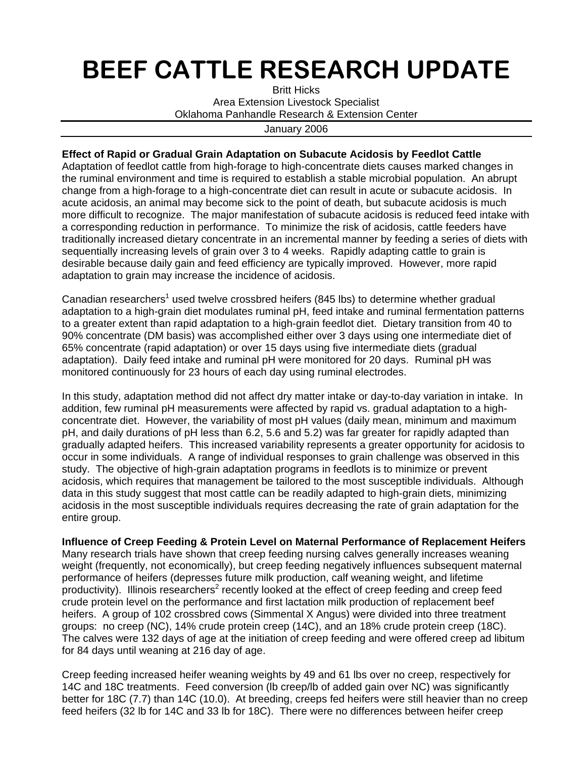# BEEF CATTLE RESEARCH UPDATE

Britt Hicks
Area Extension Livestock Specialist
Oklahoma Panhandle Research & Extension Center

January 2006

**Effect of Rapid or Gradual Grain Adaptation on Subacute Acidosis by Feedlot Cattle**
Adaptation of feedlot cattle from high-forage to high-concentrate diets causes marked changes in the ruminal environment and time is required to establish a stable microbial population. An abrupt change from a high-forage to a high-concentrate diet can result in acute or subacute acidosis. In acute acidosis, an animal may become sick to the point of death, but subacute acidosis is much more difficult to recognize. The major manifestation of subacute acidosis is reduced feed intake with a corresponding reduction in performance. To minimize the risk of acidosis, cattle feeders have traditionally increased dietary concentrate in an incremental manner by feeding a series of diets with sequentially increasing levels of grain over 3 to 4 weeks. Rapidly adapting cattle to grain is desirable because daily gain and feed efficiency are typically improved. However, more rapid adaptation to grain may increase the incidence of acidosis.

Canadian researchers[1] used twelve crossbred heifers (845 lbs) to determine whether gradual adaptation to a high-grain diet modulates ruminal pH, feed intake and ruminal fermentation patterns to a greater extent than rapid adaptation to a high-grain feedlot diet. Dietary transition from 40 to 90% concentrate (DM basis) was accomplished either over 3 days using one intermediate diet of 65% concentrate (rapid adaptation) or over 15 days using five intermediate diets (gradual adaptation). Daily feed intake and ruminal pH were monitored for 20 days. Ruminal pH was monitored continuously for 23 hours of each day using ruminal electrodes.

In this study, adaptation method did not affect dry matter intake or day-to-day variation in intake. In addition, few ruminal pH measurements were affected by rapid vs. gradual adaptation to a high-concentrate diet. However, the variability of most pH values (daily mean, minimum and maximum pH, and daily durations of pH less than 6.2, 5.6 and 5.2) was far greater for rapidly adapted than gradually adapted heifers. This increased variability represents a greater opportunity for acidosis to occur in some individuals. A range of individual responses to grain challenge was observed in this study. The objective of high-grain adaptation programs in feedlots is to minimize or prevent acidosis, which requires that management be tailored to the most susceptible individuals. Although data in this study suggest that most cattle can be readily adapted to high-grain diets, minimizing acidosis in the most susceptible individuals requires decreasing the rate of grain adaptation for the entire group.

**Influence of Creep Feeding & Protein Level on Maternal Performance of Replacement Heifers**
Many research trials have shown that creep feeding nursing calves generally increases weaning weight (frequently, not economically), but creep feeding negatively influences subsequent maternal performance of heifers (depresses future milk production, calf weaning weight, and lifetime productivity). Illinois researchers[2] recently looked at the effect of creep feeding and creep feed crude protein level on the performance and first lactation milk production of replacement beef heifers. A group of 102 crossbred cows (Simmental X Angus) were divided into three treatment groups: no creep (NC), 14% crude protein creep (14C), and an 18% crude protein creep (18C). The calves were 132 days of age at the initiation of creep feeding and were offered creep ad libitum for 84 days until weaning at 216 day of age.

Creep feeding increased heifer weaning weights by 49 and 61 lbs over no creep, respectively for 14C and 18C treatments. Feed conversion (lb creep/lb of added gain over NC) was significantly better for 18C (7.7) than 14C (10.0). At breeding, creeps fed heifers were still heavier than no creep feed heifers (32 lb for 14C and 33 lb for 18C). There were no differences between heifer creep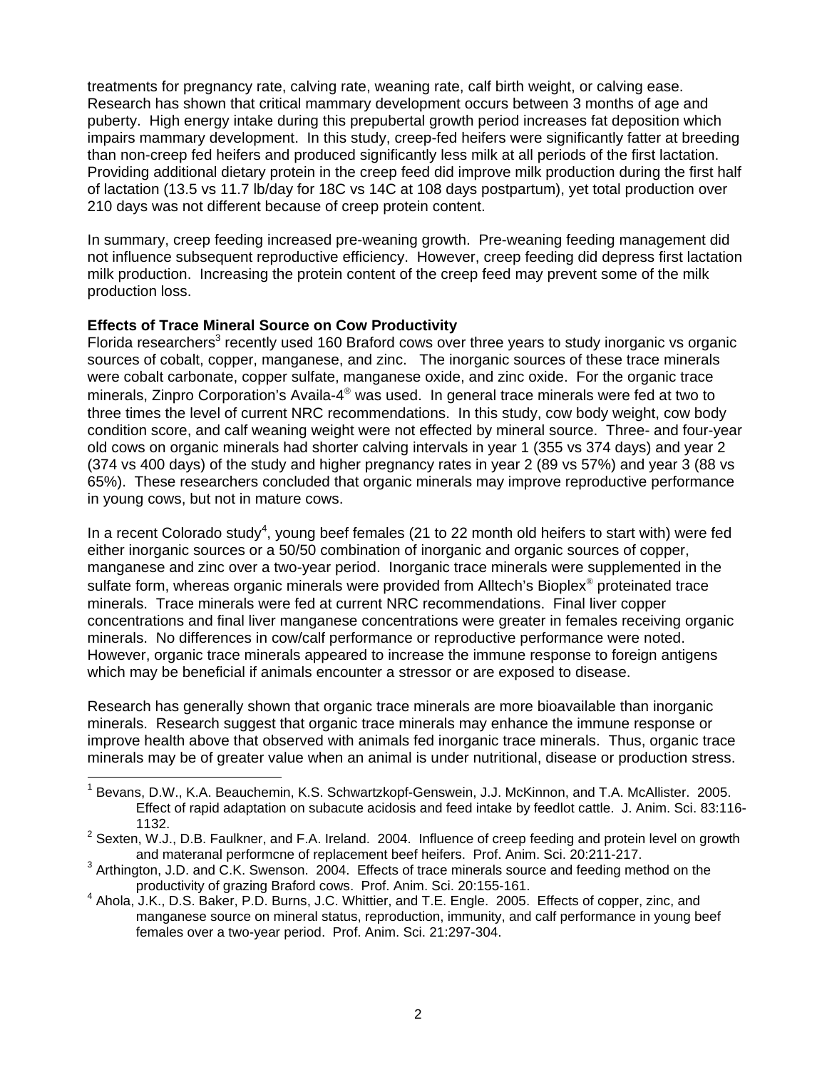treatments for pregnancy rate, calving rate, weaning rate, calf birth weight, or calving ease. Research has shown that critical mammary development occurs between 3 months of age and puberty. High energy intake during this prepubertal growth period increases fat deposition which impairs mammary development. In this study, creep-fed heifers were significantly fatter at breeding than non-creep fed heifers and produced significantly less milk at all periods of the first lactation. Providing additional dietary protein in the creep feed did improve milk production during the first half of lactation (13.5 vs 11.7 lb/day for 18C vs 14C at 108 days postpartum), yet total production over 210 days was not different because of creep protein content.

In summary, creep feeding increased pre-weaning growth. Pre-weaning feeding management did not influence subsequent reproductive efficiency. However, creep feeding did depress first lactation milk production. Increasing the protein content of the creep feed may prevent some of the milk production loss.

**Effects of Trace Mineral Source on Cow Productivity**

Florida researchers[3] recently used 160 Braford cows over three years to study inorganic vs organic sources of cobalt, copper, manganese, and zinc. The inorganic sources of these trace minerals were cobalt carbonate, copper sulfate, manganese oxide, and zinc oxide. For the organic trace minerals, Zinpro Corporation's Availa-4® was used. In general trace minerals were fed at two to three times the level of current NRC recommendations. In this study, cow body weight, cow body condition score, and calf weaning weight were not effected by mineral source. Three- and four-year old cows on organic minerals had shorter calving intervals in year 1 (355 vs 374 days) and year 2 (374 vs 400 days) of the study and higher pregnancy rates in year 2 (89 vs 57%) and year 3 (88 vs 65%). These researchers concluded that organic minerals may improve reproductive performance in young cows, but not in mature cows.

In a recent Colorado study[4], young beef females (21 to 22 month old heifers to start with) were fed either inorganic sources or a 50/50 combination of inorganic and organic sources of copper, manganese and zinc over a two-year period. Inorganic trace minerals were supplemented in the sulfate form, whereas organic minerals were provided from Alltech's Bioplex® proteinated trace minerals. Trace minerals were fed at current NRC recommendations. Final liver copper concentrations and final liver manganese concentrations were greater in females receiving organic minerals. No differences in cow/calf performance or reproductive performance were noted. However, organic trace minerals appeared to increase the immune response to foreign antigens which may be beneficial if animals encounter a stressor or are exposed to disease.

Research has generally shown that organic trace minerals are more bioavailable than inorganic minerals. Research suggest that organic trace minerals may enhance the immune response or improve health above that observed with animals fed inorganic trace minerals. Thus, organic trace minerals may be of greater value when an animal is under nutritional, disease or production stress.

---

[1] Bevans, D.W., K.A. Beauchemin, K.S. Schwartzkopf-Genswein, J.J. McKinnon, and T.A. McAllister. 2005. Effect of rapid adaptation on subacute acidosis and feed intake by feedlot cattle. J. Anim. Sci. 83:116-1132.

[2] Sexten, W.J., D.B. Faulkner, and F.A. Ireland. 2004. Influence of creep feeding and protein level on growth and materanal performcne of replacement beef heifers. Prof. Anim. Sci. 20:211-217.

[3] Arthington, J.D. and C.K. Swenson. 2004. Effects of trace minerals source and feeding method on the productivity of grazing Braford cows. Prof. Anim. Sci. 20:155-161.

[4] Ahola, J.K., D.S. Baker, P.D. Burns, J.C. Whittier, and T.E. Engle. 2005. Effects of copper, zinc, and manganese source on mineral status, reproduction, immunity, and calf performance in young beef females over a two-year period. Prof. Anim. Sci. 21:297-304.